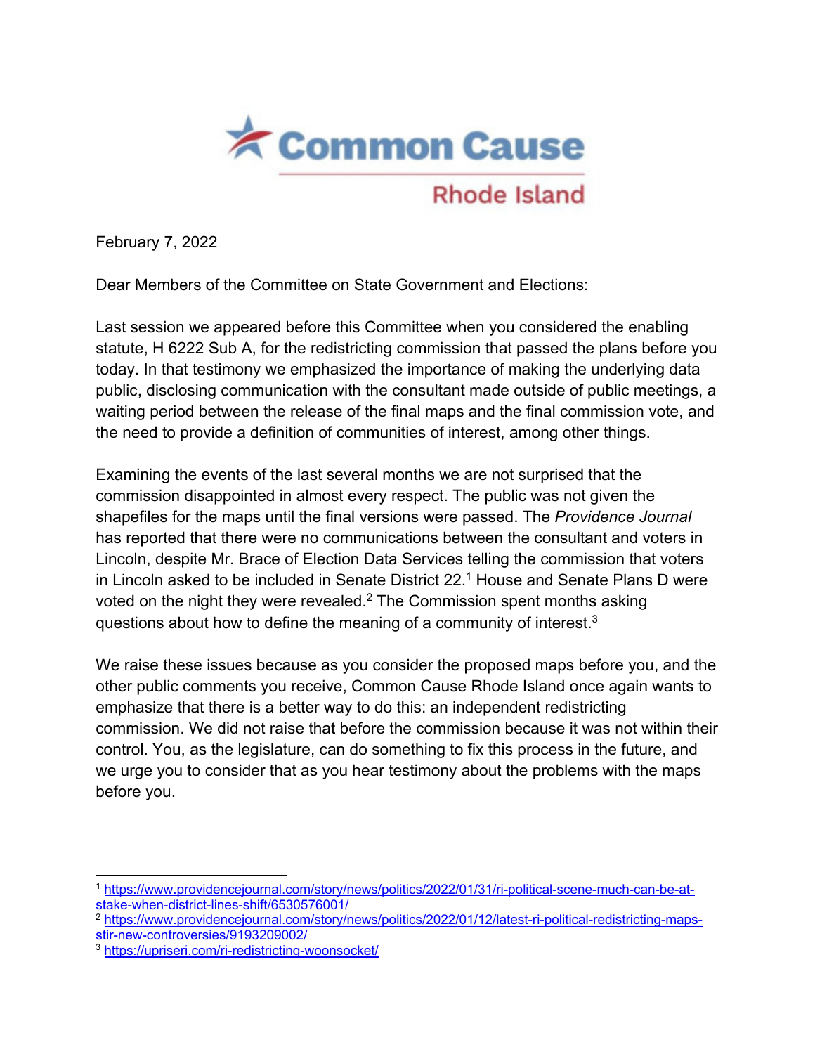Common Cause

Rhode Island

February 7, 2022

Dear Members of the Committee on State Government and Elections:

Last session we appeared before this Committee when you considered the enabling statute, H 6222 Sub A, for the redistricting commission that passed the plans before you today. In that testimony we emphasized the importance of making the underlying data public, disclosing communication with the consultant made outside of public meetings, a waiting period between the release of the final maps and the final commission vote, and the need to provide a definition of communities of interest, among other things.

Examining the events of the last several months we are not surprised that the commission disappointed in almost every respect. The public was not given the shapefiles for the maps until the final versions were passed. The *Providence Journal* has reported that there were no communications between the consultant and voters in Lincoln, despite Mr. Brace of Election Data Services telling the commission that voters in Lincoln asked to be included in Senate District 22.[1] House and Senate Plans D were voted on the night they were revealed.[2] The Commission spent months asking questions about how to define the meaning of a community of interest.[3]

We raise these issues because as you consider the proposed maps before you, and the other public comments you receive, Common Cause Rhode Island once again wants to emphasize that there is a better way to do this: an independent redistricting commission. We did not raise that before the commission because it was not within their control. You, as the legislature, can do something to fix this process in the future, and we urge you to consider that as you hear testimony about the problems with the maps before you.

---

[1] https://www.providencejournal.com/story/news/politics/2022/01/31/ri-political-scene-much-can-be-at-stake-when-district-lines-shift/6530576001/

[2] https://www.providencejournal.com/story/news/politics/2022/01/12/latest-ri-political-redistricting-maps-stir-new-controversies/9193209002/

[3] https://upriseri.com/ri-redistricting-woonsocket/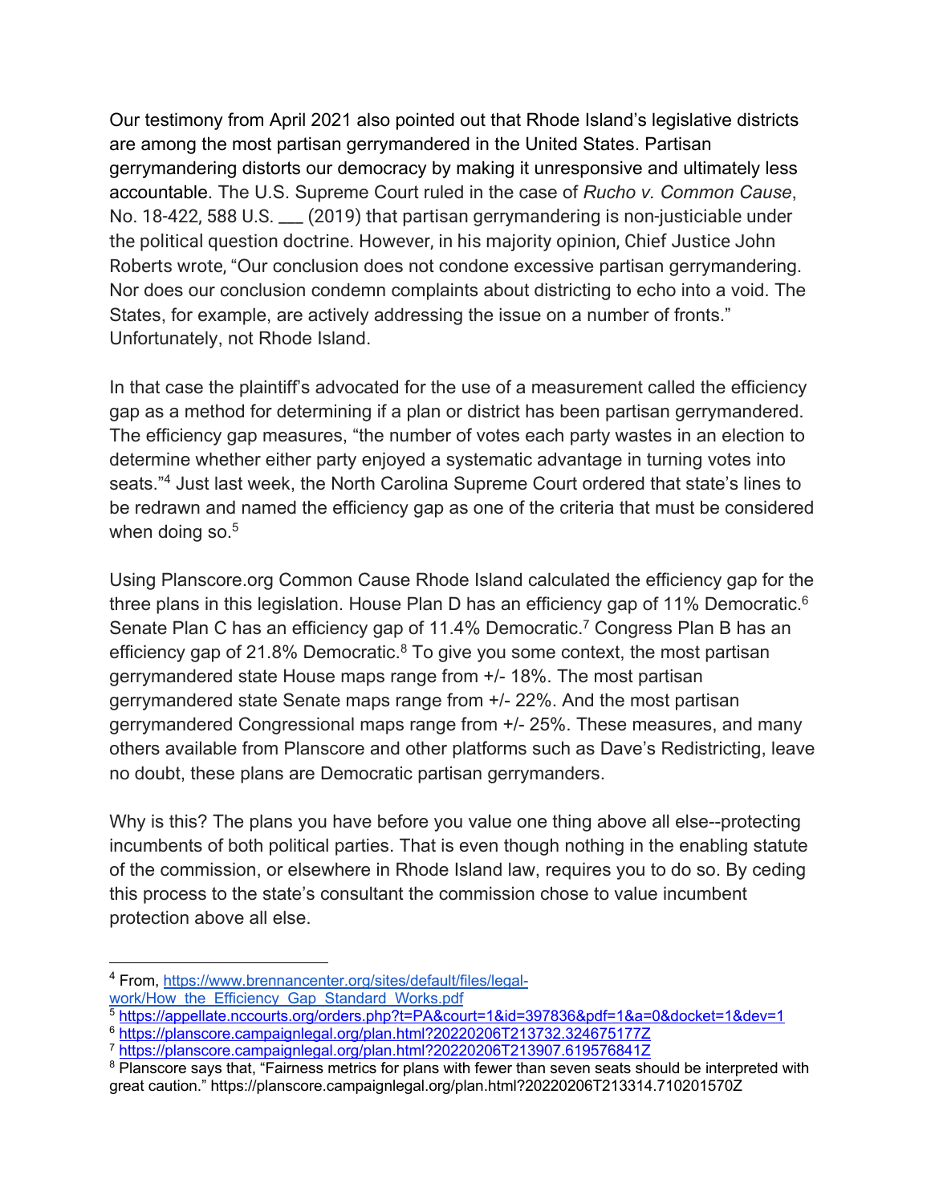Our testimony from April 2021 also pointed out that Rhode Island's legislative districts are among the most partisan gerrymandered in the United States. Partisan gerrymandering distorts our democracy by making it unresponsive and ultimately less accountable. The U.S. Supreme Court ruled in the case of *Rucho v. Common Cause*, No. 18-422, 588 U.S. ___ (2019) that partisan gerrymandering is non-justiciable under the political question doctrine. However, in his majority opinion, Chief Justice John Roberts wrote, "Our conclusion does not condone excessive partisan gerrymandering. Nor does our conclusion condemn complaints about districting to echo into a void. The States, for example, are actively addressing the issue on a number of fronts." Unfortunately, not Rhode Island.

In that case the plaintiff's advocated for the use of a measurement called the efficiency gap as a method for determining if a plan or district has been partisan gerrymandered. The efficiency gap measures, "the number of votes each party wastes in an election to determine whether either party enjoyed a systematic advantage in turning votes into seats."[4] Just last week, the North Carolina Supreme Court ordered that state's lines to be redrawn and named the efficiency gap as one of the criteria that must be considered when doing so.[5]

Using Planscore.org Common Cause Rhode Island calculated the efficiency gap for the three plans in this legislation. House Plan D has an efficiency gap of 11% Democratic.[6] Senate Plan C has an efficiency gap of 11.4% Democratic.[7] Congress Plan B has an efficiency gap of 21.8% Democratic.[8] To give you some context, the most partisan gerrymandered state House maps range from +/- 18%. The most partisan gerrymandered state Senate maps range from +/- 22%. And the most partisan gerrymandered Congressional maps range from +/- 25%. These measures, and many others available from Planscore and other platforms such as Dave's Redistricting, leave no doubt, these plans are Democratic partisan gerrymanders.

Why is this? The plans you have before you value one thing above all else--protecting incumbents of both political parties. That is even though nothing in the enabling statute of the commission, or elsewhere in Rhode Island law, requires you to do so. By ceding this process to the state's consultant the commission chose to value incumbent protection above all else.

---

[4] From, https://www.brennancenter.org/sites/default/files/legal-work/How_the_Efficiency_Gap_Standard_Works.pdf

[5] https://appellate.nccourts.org/orders.php?t=PA&court=1&id=397836&pdf=1&a=0&docket=1&dev=1

[6] https://planscore.campaignlegal.org/plan.html?20220206T213732.324675177Z

[7] https://planscore.campaignlegal.org/plan.html?20220206T213907.619576841Z

[8] Planscore says that, "Fairness metrics for plans with fewer than seven seats should be interpreted with great caution." https://planscore.campaignlegal.org/plan.html?20220206T213314.710201570Z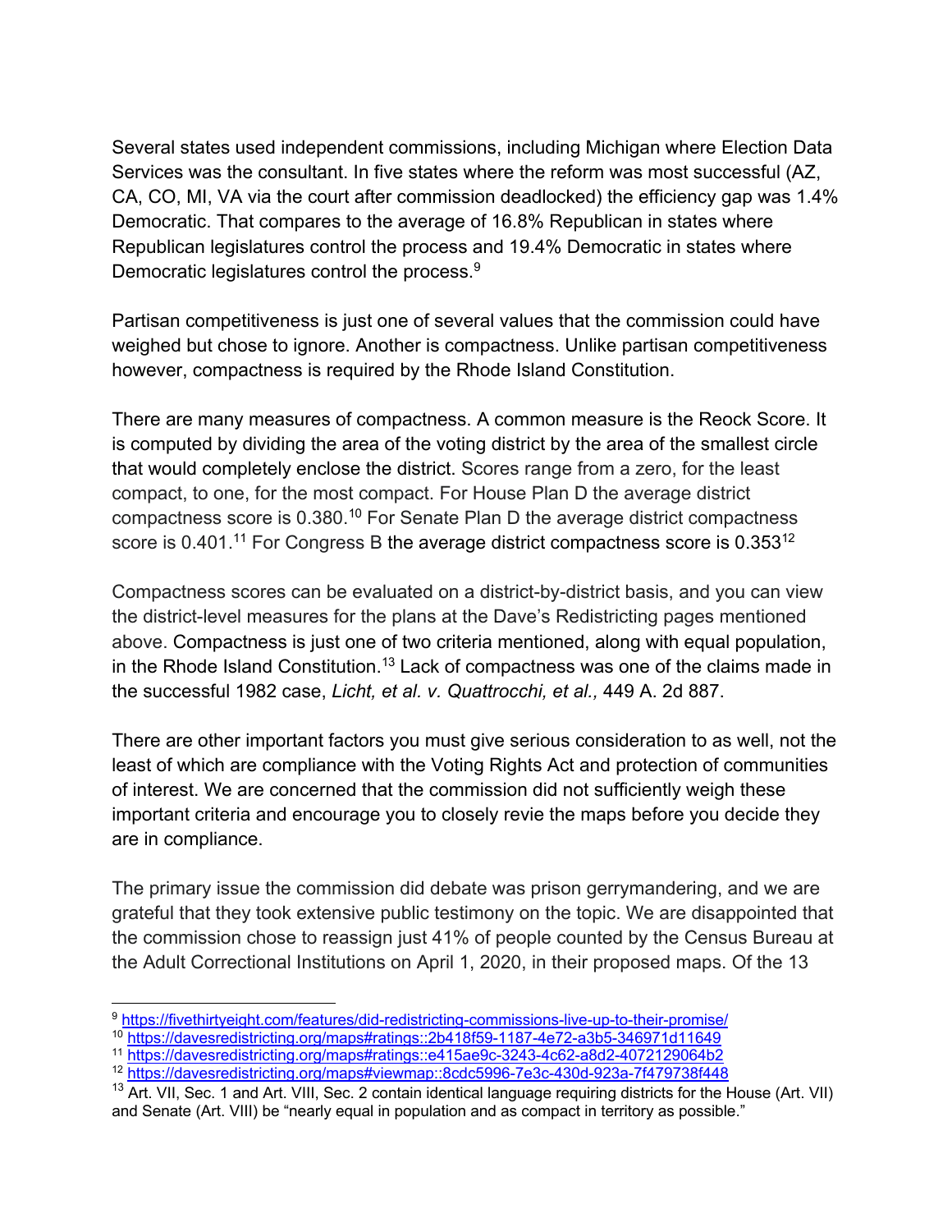Several states used independent commissions, including Michigan where Election Data Services was the consultant. In five states where the reform was most successful (AZ, CA, CO, MI, VA via the court after commission deadlocked) the efficiency gap was 1.4% Democratic. That compares to the average of 16.8% Republican in states where Republican legislatures control the process and 19.4% Democratic in states where Democratic legislatures control the process.[9]

Partisan competitiveness is just one of several values that the commission could have weighed but chose to ignore. Another is compactness. Unlike partisan competitiveness however, compactness is required by the Rhode Island Constitution.

There are many measures of compactness. A common measure is the Reock Score. It is computed by dividing the area of the voting district by the area of the smallest circle that would completely enclose the district. Scores range from a zero, for the least compact, to one, for the most compact. For House Plan D the average district compactness score is 0.380.[10] For Senate Plan D the average district compactness score is 0.401.[11] For Congress B the average district compactness score is 0.353[12]

Compactness scores can be evaluated on a district-by-district basis, and you can view the district-level measures for the plans at the Dave's Redistricting pages mentioned above. Compactness is just one of two criteria mentioned, along with equal population, in the Rhode Island Constitution.[13] Lack of compactness was one of the claims made in the successful 1982 case, *Licht, et al. v. Quattrocchi, et al.,* 449 A. 2d 887.

There are other important factors you must give serious consideration to as well, not the least of which are compliance with the Voting Rights Act and protection of communities of interest. We are concerned that the commission did not sufficiently weigh these important criteria and encourage you to closely revie the maps before you decide they are in compliance.

The primary issue the commission did debate was prison gerrymandering, and we are grateful that they took extensive public testimony on the topic. We are disappointed that the commission chose to reassign just 41% of people counted by the Census Bureau at the Adult Correctional Institutions on April 1, 2020, in their proposed maps. Of the 13

---

[9] https://fivethirtyeight.com/features/did-redistricting-commissions-live-up-to-their-promise/

[10] https://davesredistricting.org/maps#ratings::2b418f59-1187-4e72-a3b5-346971d11649

[11] https://davesredistricting.org/maps#ratings::e415ae9c-3243-4c62-a8d2-4072129064b2

[12] https://davesredistricting.org/maps#viewmap::8cdc5996-7e3c-430d-923a-7f479738f448

[13] Art. VII, Sec. 1 and Art. VIII, Sec. 2 contain identical language requiring districts for the House (Art. VII) and Senate (Art. VIII) be "nearly equal in population and as compact in territory as possible."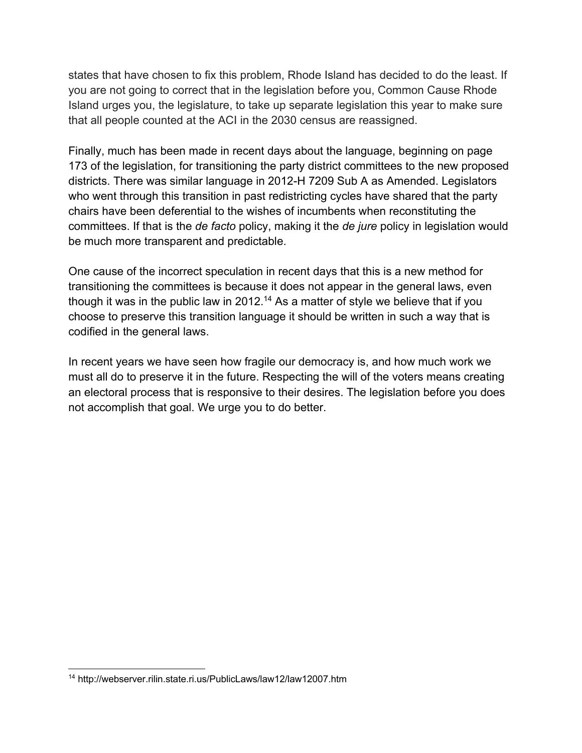states that have chosen to fix this problem, Rhode Island has decided to do the least. If you are not going to correct that in the legislation before you, Common Cause Rhode Island urges you, the legislature, to take up separate legislation this year to make sure that all people counted at the ACI in the 2030 census are reassigned.

Finally, much has been made in recent days about the language, beginning on page 173 of the legislation, for transitioning the party district committees to the new proposed districts. There was similar language in 2012-H 7209 Sub A as Amended. Legislators who went through this transition in past redistricting cycles have shared that the party chairs have been deferential to the wishes of incumbents when reconstituting the committees. If that is the *de facto* policy, making it the *de jure* policy in legislation would be much more transparent and predictable.

One cause of the incorrect speculation in recent days that this is a new method for transitioning the committees is because it does not appear in the general laws, even though it was in the public law in 2012.[14] As a matter of style we believe that if you choose to preserve this transition language it should be written in such a way that is codified in the general laws.

In recent years we have seen how fragile our democracy is, and how much work we must all do to preserve it in the future. Respecting the will of the voters means creating an electoral process that is responsive to their desires. The legislation before you does not accomplish that goal. We urge you to do better.

[14] http://webserver.rilin.state.ri.us/PublicLaws/law12/law12007.htm